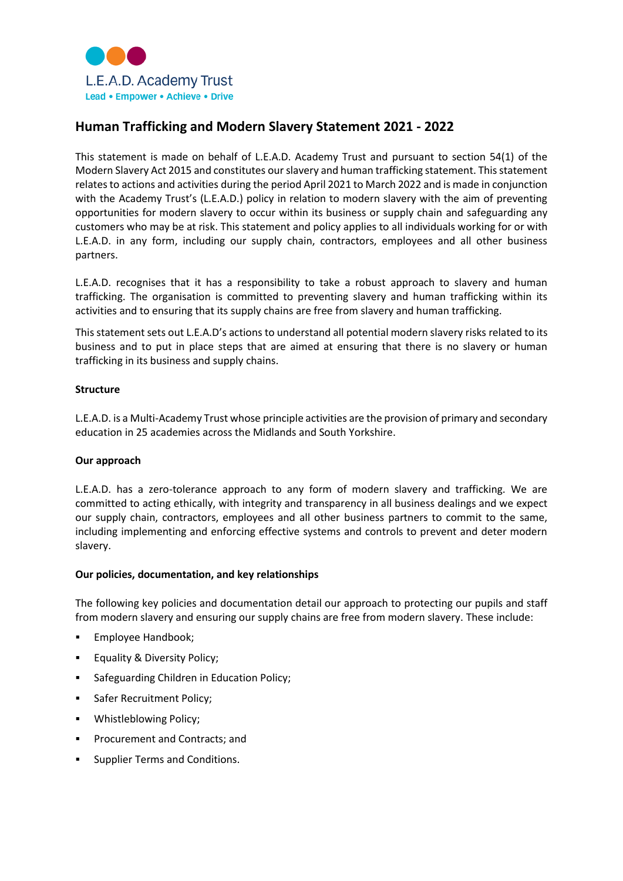L.E.A.D. Academy Trust
Lead • Empower • Achieve • Drive

# Human Trafficking and Modern Slavery Statement 2021 - 2022

This statement is made on behalf of L.E.A.D. Academy Trust and pursuant to section 54(1) of the Modern Slavery Act 2015 and constitutes our slavery and human trafficking statement. This statement relates to actions and activities during the period April 2021 to March 2022 and is made in conjunction with the Academy Trust's (L.E.A.D.) policy in relation to modern slavery with the aim of preventing opportunities for modern slavery to occur within its business or supply chain and safeguarding any customers who may be at risk. This statement and policy applies to all individuals working for or with L.E.A.D. in any form, including our supply chain, contractors, employees and all other business partners.

L.E.A.D. recognises that it has a responsibility to take a robust approach to slavery and human trafficking. The organisation is committed to preventing slavery and human trafficking within its activities and to ensuring that its supply chains are free from slavery and human trafficking.

This statement sets out L.E.A.D's actions to understand all potential modern slavery risks related to its business and to put in place steps that are aimed at ensuring that there is no slavery or human trafficking in its business and supply chains.

**Structure**

L.E.A.D. is a Multi-Academy Trust whose principle activities are the provision of primary and secondary education in 25 academies across the Midlands and South Yorkshire.

**Our approach**

L.E.A.D. has a zero-tolerance approach to any form of modern slavery and trafficking. We are committed to acting ethically, with integrity and transparency in all business dealings and we expect our supply chain, contractors, employees and all other business partners to commit to the same, including implementing and enforcing effective systems and controls to prevent and deter modern slavery.

**Our policies, documentation, and key relationships**

The following key policies and documentation detail our approach to protecting our pupils and staff from modern slavery and ensuring our supply chains are free from modern slavery. These include:

- Employee Handbook;
- Equality & Diversity Policy;
- Safeguarding Children in Education Policy;
- Safer Recruitment Policy;
- Whistleblowing Policy;
- Procurement and Contracts; and
- Supplier Terms and Conditions.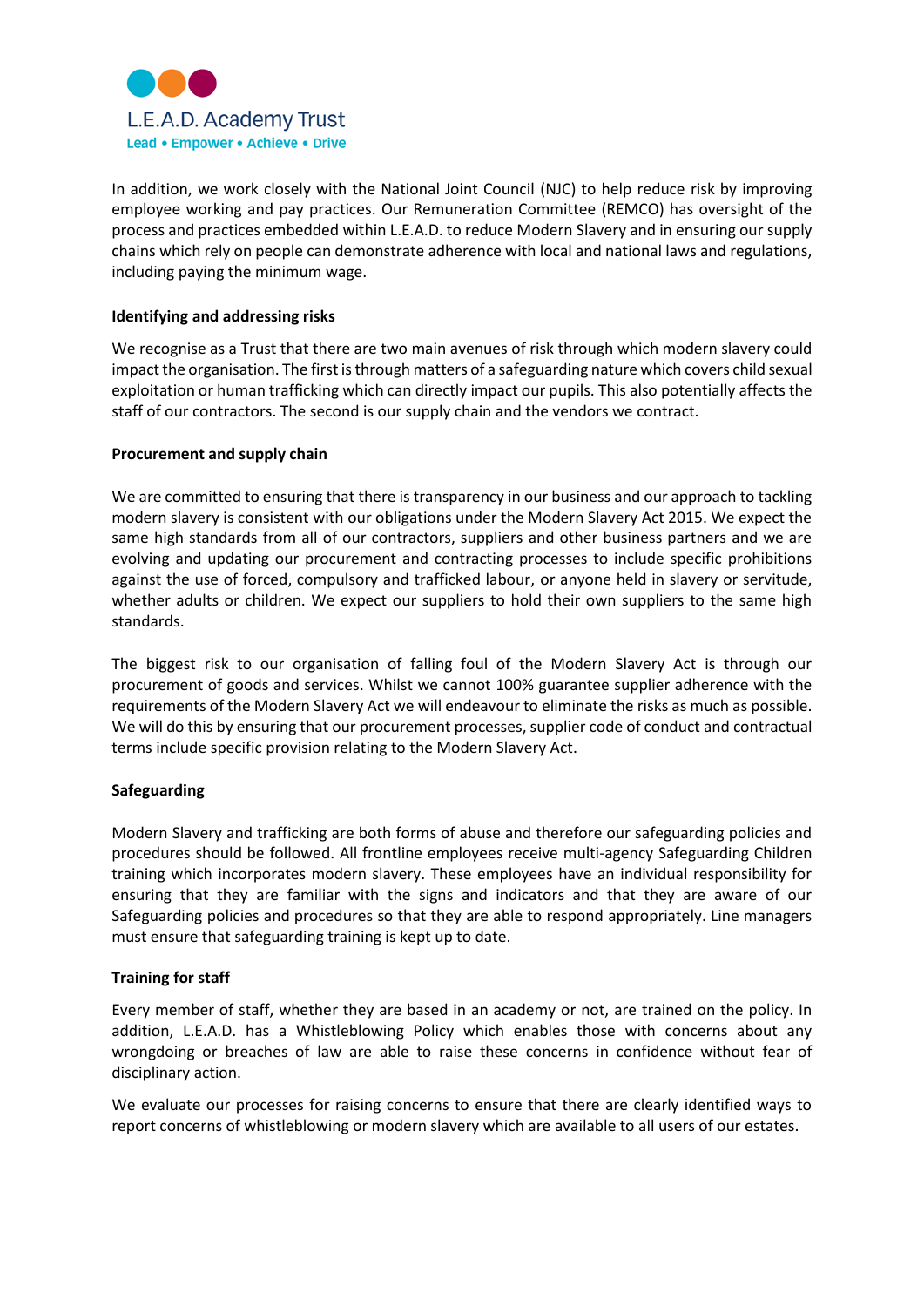In addition, we work closely with the National Joint Council (NJC) to help reduce risk by improving employee working and pay practices. Our Remuneration Committee (REMCO) has oversight of the process and practices embedded within L.E.A.D. to reduce Modern Slavery and in ensuring our supply chains which rely on people can demonstrate adherence with local and national laws and regulations, including paying the minimum wage.

**Identifying and addressing risks**

We recognise as a Trust that there are two main avenues of risk through which modern slavery could impact the organisation. The first is through matters of a safeguarding nature which covers child sexual exploitation or human trafficking which can directly impact our pupils. This also potentially affects the staff of our contractors. The second is our supply chain and the vendors we contract.

**Procurement and supply chain**

We are committed to ensuring that there is transparency in our business and our approach to tackling modern slavery is consistent with our obligations under the Modern Slavery Act 2015. We expect the same high standards from all of our contractors, suppliers and other business partners and we are evolving and updating our procurement and contracting processes to include specific prohibitions against the use of forced, compulsory and trafficked labour, or anyone held in slavery or servitude, whether adults or children. We expect our suppliers to hold their own suppliers to the same high standards.

The biggest risk to our organisation of falling foul of the Modern Slavery Act is through our procurement of goods and services. Whilst we cannot 100% guarantee supplier adherence with the requirements of the Modern Slavery Act we will endeavour to eliminate the risks as much as possible. We will do this by ensuring that our procurement processes, supplier code of conduct and contractual terms include specific provision relating to the Modern Slavery Act.

**Safeguarding**

Modern Slavery and trafficking are both forms of abuse and therefore our safeguarding policies and procedures should be followed. All frontline employees receive multi-agency Safeguarding Children training which incorporates modern slavery. These employees have an individual responsibility for ensuring that they are familiar with the signs and indicators and that they are aware of our Safeguarding policies and procedures so that they are able to respond appropriately. Line managers must ensure that safeguarding training is kept up to date.

**Training for staff**

Every member of staff, whether they are based in an academy or not, are trained on the policy. In addition, L.E.A.D. has a Whistleblowing Policy which enables those with concerns about any wrongdoing or breaches of law are able to raise these concerns in confidence without fear of disciplinary action.

We evaluate our processes for raising concerns to ensure that there are clearly identified ways to report concerns of whistleblowing or modern slavery which are available to all users of our estates.